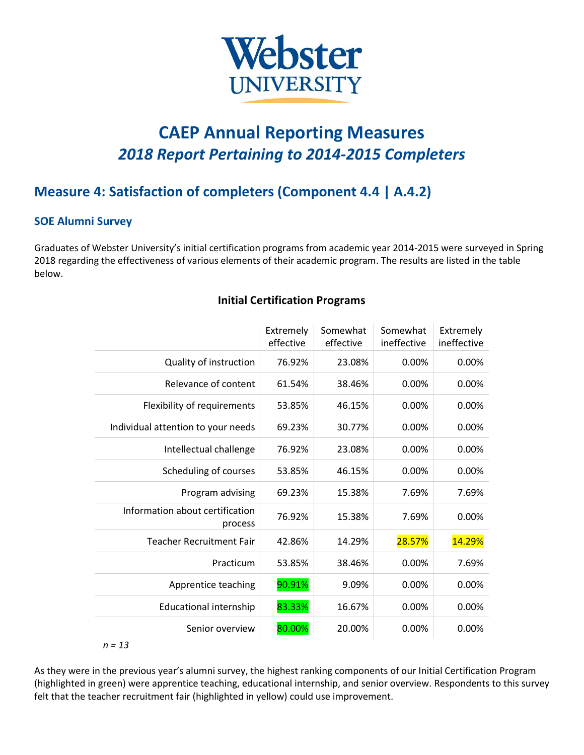Webster UNIVERSITY

# CAEP Annual Reporting Measures

## *2018 Report Pertaining to 2014-2015 Completers*

## Measure 4: Satisfaction of completers (Component 4.4 | A.4.2)

### SOE Alumni Survey

Graduates of Webster University's initial certification programs from academic year 2014-2015 were surveyed in Spring 2018 regarding the effectiveness of various elements of their academic program. The results are listed in the table below.

**Initial Certification Programs**

| | Extremely effective | Somewhat effective | Somewhat ineffective | Extremely ineffective |
|---|---|---|---|---|
| Quality of instruction | 76.92% | 23.08% | 0.00% | 0.00% |
| Relevance of content | 61.54% | 38.46% | 0.00% | 0.00% |
| Flexibility of requirements | 53.85% | 46.15% | 0.00% | 0.00% |
| Individual attention to your needs | 69.23% | 30.77% | 0.00% | 0.00% |
| Intellectual challenge | 76.92% | 23.08% | 0.00% | 0.00% |
| Scheduling of courses | 53.85% | 46.15% | 0.00% | 0.00% |
| Program advising | 69.23% | 15.38% | 7.69% | 7.69% |
| Information about certification process | 76.92% | 15.38% | 7.69% | 0.00% |
| Teacher Recruitment Fair | 42.86% | 14.29% | 28.57% | 14.29% |
| Practicum | 53.85% | 38.46% | 0.00% | 7.69% |
| Apprentice teaching | 90.91% | 9.09% | 0.00% | 0.00% |
| Educational internship | 83.33% | 16.67% | 0.00% | 0.00% |
| Senior overview | 80.00% | 20.00% | 0.00% | 0.00% |

*n = 13*

As they were in the previous year's alumni survey, the highest ranking components of our Initial Certification Program (highlighted in green) were apprentice teaching, educational internship, and senior overview. Respondents to this survey felt that the teacher recruitment fair (highlighted in yellow) could use improvement.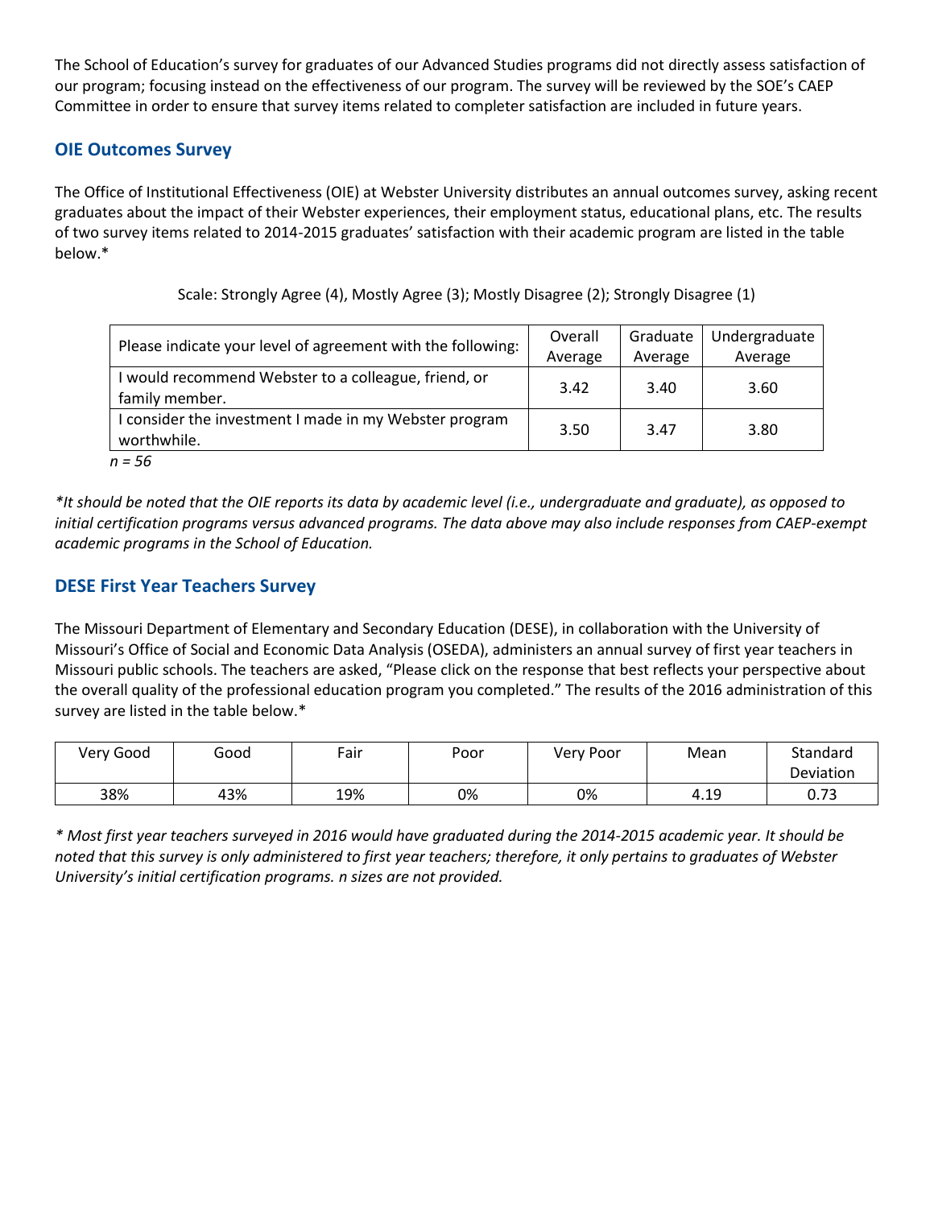The School of Education's survey for graduates of our Advanced Studies programs did not directly assess satisfaction of our program; focusing instead on the effectiveness of our program. The survey will be reviewed by the SOE's CAEP Committee in order to ensure that survey items related to completer satisfaction are included in future years.

## OIE Outcomes Survey

The Office of Institutional Effectiveness (OIE) at Webster University distributes an annual outcomes survey, asking recent graduates about the impact of their Webster experiences, their employment status, educational plans, etc. The results of two survey items related to 2014-2015 graduates' satisfaction with their academic program are listed in the table below.*

Scale: Strongly Agree (4), Mostly Agree (3); Mostly Disagree (2); Strongly Disagree (1)

| Please indicate your level of agreement with the following: | Overall Average | Graduate Average | Undergraduate Average |
|---|---|---|---|
| I would recommend Webster to a colleague, friend, or family member. | 3.42 | 3.40 | 3.60 |
| I consider the investment I made in my Webster program worthwhile. | 3.50 | 3.47 | 3.80 |

*n = 56*

*\*It should be noted that the OIE reports its data by academic level (i.e., undergraduate and graduate), as opposed to initial certification programs versus advanced programs. The data above may also include responses from CAEP-exempt academic programs in the School of Education.*

## DESE First Year Teachers Survey

The Missouri Department of Elementary and Secondary Education (DESE), in collaboration with the University of Missouri's Office of Social and Economic Data Analysis (OSEDA), administers an annual survey of first year teachers in Missouri public schools. The teachers are asked, "Please click on the response that best reflects your perspective about the overall quality of the professional education program you completed." The results of the 2016 administration of this survey are listed in the table below.*

| Very Good | Good | Fair | Poor | Very Poor | Mean | Standard Deviation |
|---|---|---|---|---|---|---|
| 38% | 43% | 19% | 0% | 0% | 4.19 | 0.73 |

*\* Most first year teachers surveyed in 2016 would have graduated during the 2014-2015 academic year. It should be noted that this survey is only administered to first year teachers; therefore, it only pertains to graduates of Webster University's initial certification programs. n sizes are not provided.*